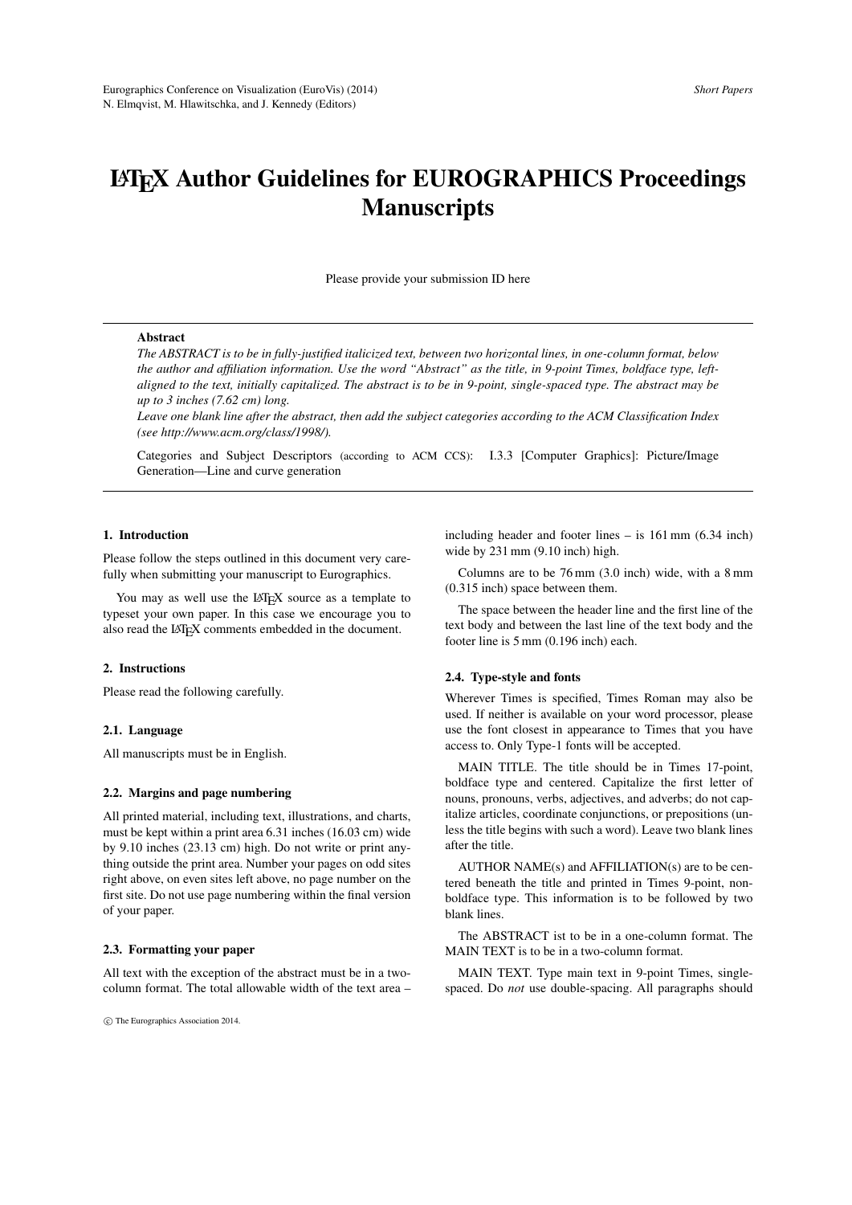# LaTeX Author Guidelines for EUROGRAPHICS Proceedings Manuscripts

Please provide your submission ID here

**Abstract**

*The ABSTRACT is to be in fully-justified italicized text, between two horizontal lines, in one-column format, below the author and affiliation information. Use the word "Abstract" as the title, in 9-point Times, boldface type, left-aligned to the text, initially capitalized. The abstract is to be in 9-point, single-spaced type. The abstract may be up to 3 inches (7.62 cm) long.*

*Leave one blank line after the abstract, then add the subject categories according to the ACM Classification Index (see http://www.acm.org/class/1998/).*

Categories and Subject Descriptors (according to ACM CCS): I.3.3 [Computer Graphics]: Picture/Image Generation—Line and curve generation

## 1. Introduction

Please follow the steps outlined in this document very carefully when submitting your manuscript to Eurographics.

You may as well use the LaTeX source as a template to typeset your own paper. In this case we encourage you to also read the LaTeX comments embedded in the document.

## 2. Instructions

Please read the following carefully.

### 2.1. Language

All manuscripts must be in English.

### 2.2. Margins and page numbering

All printed material, including text, illustrations, and charts, must be kept within a print area 6.31 inches (16.03 cm) wide by 9.10 inches (23.13 cm) high. Do not write or print anything outside the print area. Number your pages on odd sites right above, on even sites left above, no page number on the first site. Do not use page numbering within the final version of your paper.

### 2.3. Formatting your paper

All text with the exception of the abstract must be in a two-column format. The total allowable width of the text area – including header and footer lines – is 161 mm (6.34 inch) wide by 231 mm (9.10 inch) high.

Columns are to be 76 mm (3.0 inch) wide, with a 8 mm (0.315 inch) space between them.

The space between the header line and the first line of the text body and between the last line of the text body and the footer line is 5 mm (0.196 inch) each.

### 2.4. Type-style and fonts

Wherever Times is specified, Times Roman may also be used. If neither is available on your word processor, please use the font closest in appearance to Times that you have access to. Only Type-1 fonts will be accepted.

MAIN TITLE. The title should be in Times 17-point, boldface type and centered. Capitalize the first letter of nouns, pronouns, verbs, adjectives, and adverbs; do not capitalize articles, coordinate conjunctions, or prepositions (unless the title begins with such a word). Leave two blank lines after the title.

AUTHOR NAME(s) and AFFILIATION(s) are to be centered beneath the title and printed in Times 9-point, non-boldface type. This information is to be followed by two blank lines.

The ABSTRACT ist to be in a one-column format. The MAIN TEXT is to be in a two-column format.

MAIN TEXT. Type main text in 9-point Times, single-spaced. Do *not* use double-spacing. All paragraphs should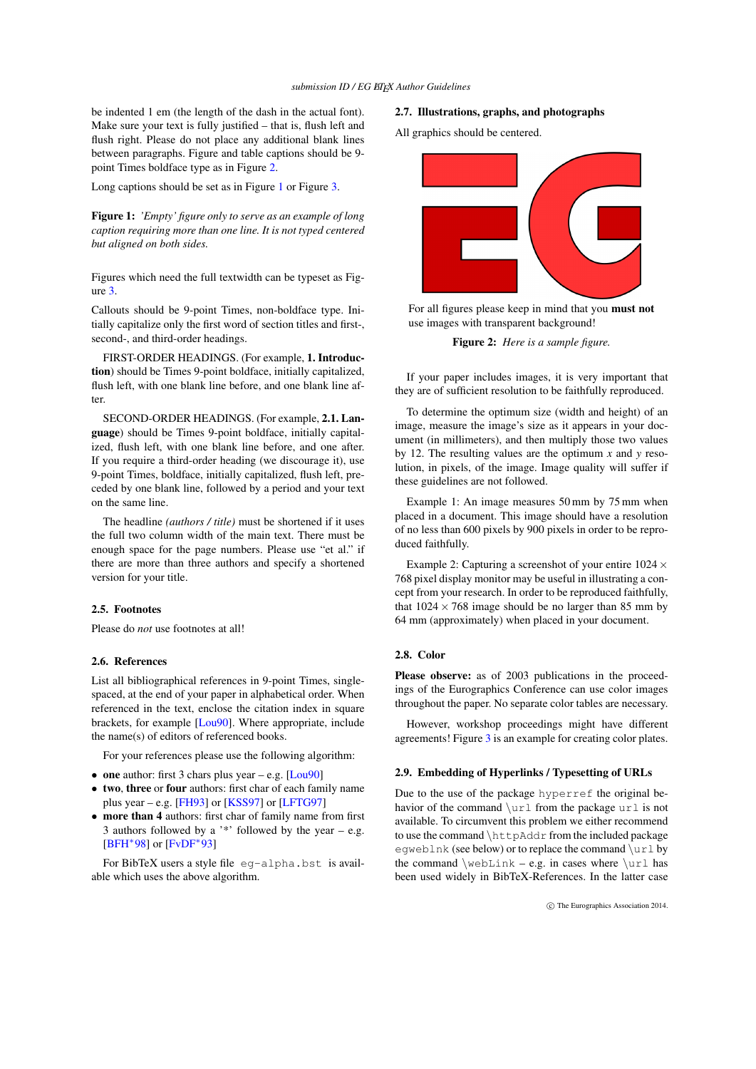be indented 1 em (the length of the dash in the actual font). Make sure your text is fully justified – that is, flush left and flush right. Please do not place any additional blank lines between paragraphs. Figure and table captions should be 9-point Times boldface type as in Figure 2.

Long captions should be set as in Figure 1 or Figure 3.

**Figure 1:** *'Empty' figure only to serve as an example of long caption requiring more than one line. It is not typed centered but aligned on both sides.*

Figures which need the full textwidth can be typeset as Figure 3.

Callouts should be 9-point Times, non-boldface type. Initially capitalize only the first word of section titles and first-, second-, and third-order headings.

FIRST-ORDER HEADINGS. (For example, **1. Introduction**) should be Times 9-point boldface, initially capitalized, flush left, with one blank line before, and one blank line after.

SECOND-ORDER HEADINGS. (For example, **2.1. Language**) should be Times 9-point boldface, initially capitalized, flush left, with one blank line before, and one after. If you require a third-order heading (we discourage it), use 9-point Times, boldface, initially capitalized, flush left, preceded by one blank line, followed by a period and your text on the same line.

The headline *(authors / title)* must be shortened if it uses the full two column width of the main text. There must be enough space for the page numbers. Please use "et al." if there are more than three authors and specify a shortened version for your title.

### 2.5. Footnotes

Please do *not* use footnotes at all!

### 2.6. References

List all bibliographical references in 9-point Times, single-spaced, at the end of your paper in alphabetical order. When referenced in the text, enclose the citation index in square brackets, for example [Lou90]. Where appropriate, include the name(s) of editors of referenced books.

For your references please use the following algorithm:

- **one** author: first 3 chars plus year – e.g. [Lou90]
- **two**, **three** or **four** authors: first char of each family name plus year – e.g. [FH93] or [KSS97] or [LFTG97]
- **more than 4** authors: first char of family name from first 3 authors followed by a '*' followed by the year – e.g. [BFH*98] or [FvDF*93]

For BibTeX users a style file `eg-alpha.bst` is available which uses the above algorithm.

### 2.7. Illustrations, graphs, and photographs

All graphics should be centered.

For all figures please keep in mind that you **must not** use images with transparent background!

**Figure 2:** *Here is a sample figure.*

If your paper includes images, it is very important that they are of sufficient resolution to be faithfully reproduced.

To determine the optimum size (width and height) of an image, measure the image's size as it appears in your document (in millimeters), and then multiply those two values by 12. The resulting values are the optimum $x$ and $y$ resolution, in pixels, of the image. Image quality will suffer if these guidelines are not followed.

Example 1: An image measures 50 mm by 75 mm when placed in a document. This image should have a resolution of no less than 600 pixels by 900 pixels in order to be reproduced faithfully.

Example 2: Capturing a screenshot of your entire $1024 \times 768$ pixel display monitor may be useful in illustrating a concept from your research. In order to be reproduced faithfully, that $1024 \times 768$ image should be no larger than 85 mm by 64 mm (approximately) when placed in your document.

### 2.8. Color

**Please observe:** as of 2003 publications in the proceedings of the Eurographics Conference can use color images throughout the paper. No separate color tables are necessary.

However, workshop proceedings might have different agreements! Figure 3 is an example for creating color plates.

### 2.9. Embedding of Hyperlinks / Typesetting of URLs

Due to the use of the package `hyperref` the original behavior of the command `\url` from the package `url` is not available. To circumvent this problem we either recommend to use the command `\httpAddr` from the included package `egweblnk` (see below) or to replace the command `\url` by the command `\webLink` – e.g. in cases where `\url` has been used widely in BibTeX-References. In the latter case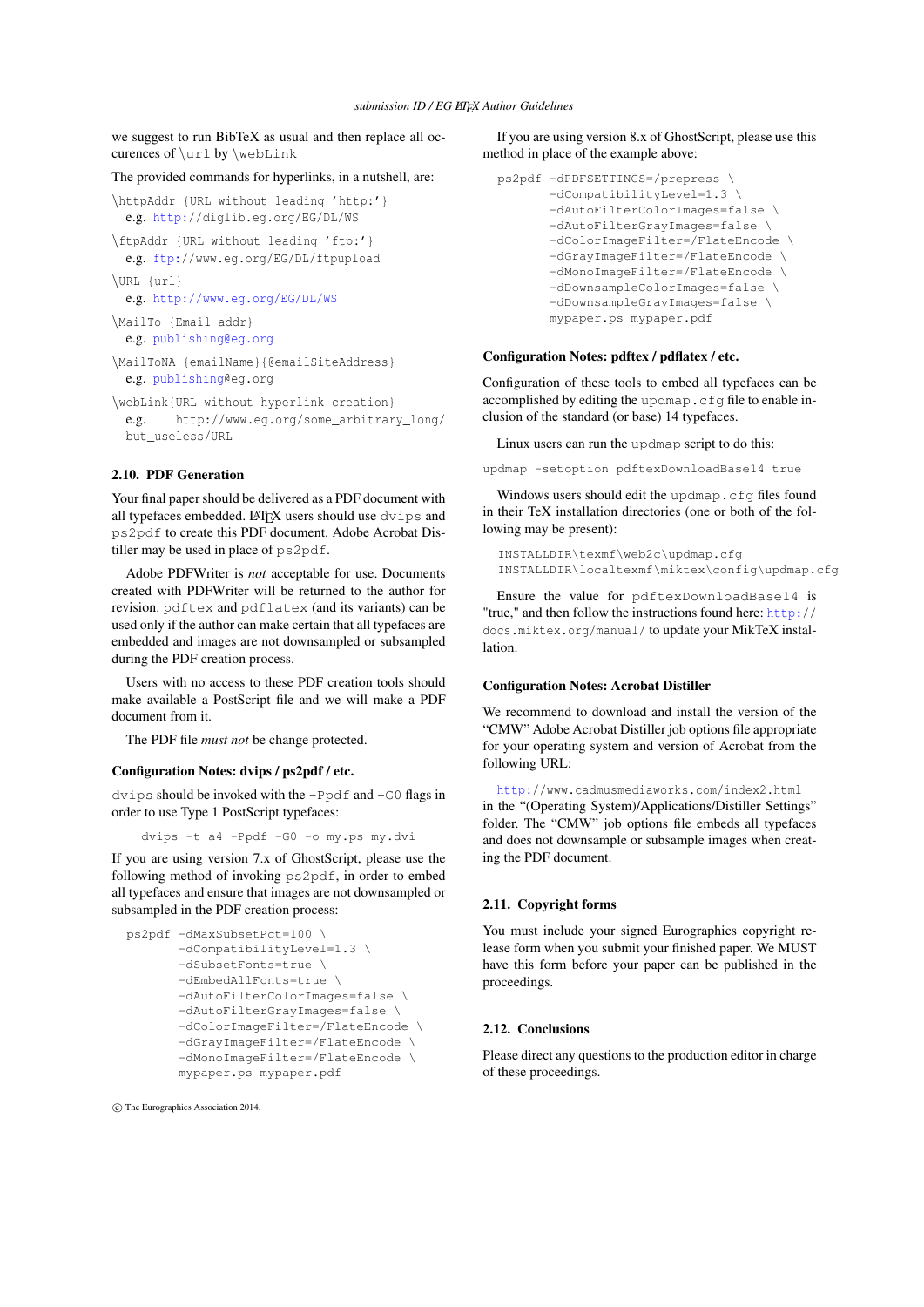we suggest to run BibTeX as usual and then replace all occurences of `\url` by `\webLink`

The provided commands for hyperlinks, in a nutshell, are:

`\httpAddr {URL without leading 'http:'}`
e.g. `http://diglib.eg.org/EG/DL/WS`

`\ftpAddr {URL without leading 'ftp:'}`
e.g. `ftp://www.eg.org/EG/DL/ftpupload`

`\URL {url}`
e.g. `http://www.eg.org/EG/DL/WS`

`\MailTo {Email addr}`
e.g. `publishing@eg.org`

`\MailToNA {emailName}{@emailSiteAddress}`
e.g. `publishing@eg.org`

`\webLink{URL without hyperlink creation}`
e.g. `http://www.eg.org/some_arbitrary_long/but_useless/URL`

## 2.10. PDF Generation

Your final paper should be delivered as a PDF document with all typefaces embedded. LaTeX users should use `dvips` and `ps2pdf` to create this PDF document. Adobe Acrobat Distiller may be used in place of `ps2pdf`.

Adobe PDFWriter is *not* acceptable for use. Documents created with PDFWriter will be returned to the author for revision. `pdftex` and `pdflatex` (and its variants) can be used only if the author can make certain that all typefaces are embedded and images are not downsampled or subsampled during the PDF creation process.

Users with no access to these PDF creation tools should make available a PostScript file and we will make a PDF document from it.

The PDF file *must not* be change protected.

### Configuration Notes: dvips / ps2pdf / etc.

`dvips` should be invoked with the `-Ppdf` and `-G0` flags in order to use Type 1 PostScript typefaces:

```
dvips -t a4 -Ppdf -G0 -o my.ps my.dvi
```

If you are using version 7.x of GhostScript, please use the following method of invoking `ps2pdf`, in order to embed all typefaces and ensure that images are not downsampled or subsampled in the PDF creation process:

```
ps2pdf -dMaxSubsetPct=100 \
       -dCompatibilityLevel=1.3 \
       -dSubsetFonts=true \
       -dEmbedAllFonts=true \
       -dAutoFilterColorImages=false \
       -dAutoFilterGrayImages=false \
       -dColorImageFilter=/FlateEncode \
       -dGrayImageFilter=/FlateEncode \
       -dMonoImageFilter=/FlateEncode \
       mypaper.ps mypaper.pdf
```

If you are using version 8.x of GhostScript, please use this method in place of the example above:

```
ps2pdf -dPDFSETTINGS=/prepress \
       -dCompatibilityLevel=1.3 \
       -dAutoFilterColorImages=false \
       -dAutoFilterGrayImages=false \
       -dColorImageFilter=/FlateEncode \
       -dGrayImageFilter=/FlateEncode \
       -dMonoImageFilter=/FlateEncode \
       -dDownsampleColorImages=false \
       -dDownsampleGrayImages=false \
       mypaper.ps mypaper.pdf
```

### Configuration Notes: pdftex / pdflatex / etc.

Configuration of these tools to embed all typefaces can be accomplished by editing the `updmap.cfg` file to enable inclusion of the standard (or base) 14 typefaces.

Linux users can run the `updmap` script to do this:

```
updmap -setoption pdftexDownloadBase14 true
```

Windows users should edit the `updmap.cfg` files found in their TeX installation directories (one or both of the following may be present):

```
INSTALLDIR\texmf\web2c\updmap.cfg
INSTALLDIR\localtexmf\miktex\config\updmap.cfg
```

Ensure the value for `pdftexDownloadBase14` is "true," and then follow the instructions found here: `http://docs.miktex.org/manual/` to update your MikTeX installation.

### Configuration Notes: Acrobat Distiller

We recommend to download and install the version of the "CMW" Adobe Acrobat Distiller job options file appropriate for your operating system and version of Acrobat from the following URL:

`http://www.cadmusmediaworks.com/index2.html`
in the "(Operating System)/Applications/Distiller Settings" folder. The "CMW" job options file embeds all typefaces and does not downsample or subsample images when creating the PDF document.

## 2.11. Copyright forms

You must include your signed Eurographics copyright release form when you submit your finished paper. We MUST have this form before your paper can be published in the proceedings.

## 2.12. Conclusions

Please direct any questions to the production editor in charge of these proceedings.

© The Eurographics Association 2014.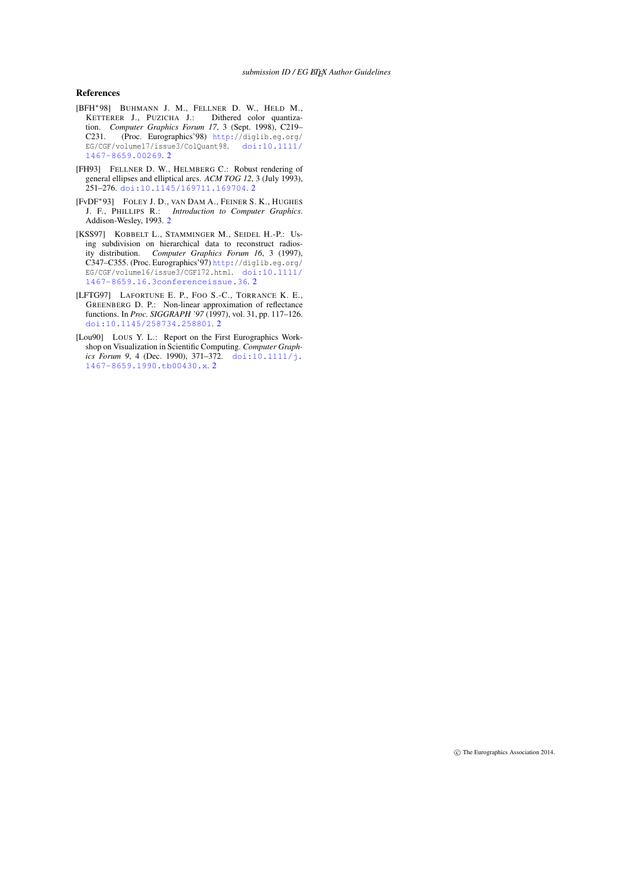## References

[BFH*98] BUHMANN J. M., FELLNER D. W., HELD M., KETTERER J., PUZICHA J.: Dithered color quantization. *Computer Graphics Forum 17*, 3 (Sept. 1998), C219–C231. (Proc. Eurographics'98) http://diglib.eg.org/EG/CGF/volume17/issue3/ColQuant98. doi:10.1111/1467-8659.00269. 2

[FH93] FELLNER D. W., HELMBERG C.: Robust rendering of general ellipses and elliptical arcs. *ACM TOG 12*, 3 (July 1993), 251–276. doi:10.1145/169711.169704. 2

[FvDF*93] FOLEY J. D., VAN DAM A., FEINER S. K., HUGHES J. F., PHILLIPS R.: *Introduction to Computer Graphics*. Addison-Wesley, 1993. 2

[KSS97] KOBBELT L., STAMMINGER M., SEIDEL H.-P.: Using subdivision on hierarchical data to reconstruct radiosity distribution. *Computer Graphics Forum 16*, 3 (1997), C347–C355. (Proc. Eurographics'97) http://diglib.eg.org/EG/CGF/volume16/issue3/CGF172.html. doi:10.1111/1467-8659.16.3conferenceissue.36. 2

[LFTG97] LAFORTUNE E. P., FOO S.-C., TORRANCE K. E., GREENBERG D. P.: Non-linear approximation of reflectance functions. In *Proc. SIGGRAPH '97* (1997), vol. 31, pp. 117–126. doi:10.1145/258734.258801. 2

[Lou90] LOUS Y. L.: Report on the First Eurographics Workshop on Visualization in Scientific Computing. *Computer Graphics Forum 9*, 4 (Dec. 1990), 371–372. doi:10.1111/j.1467-8659.1990.tb00430.x. 2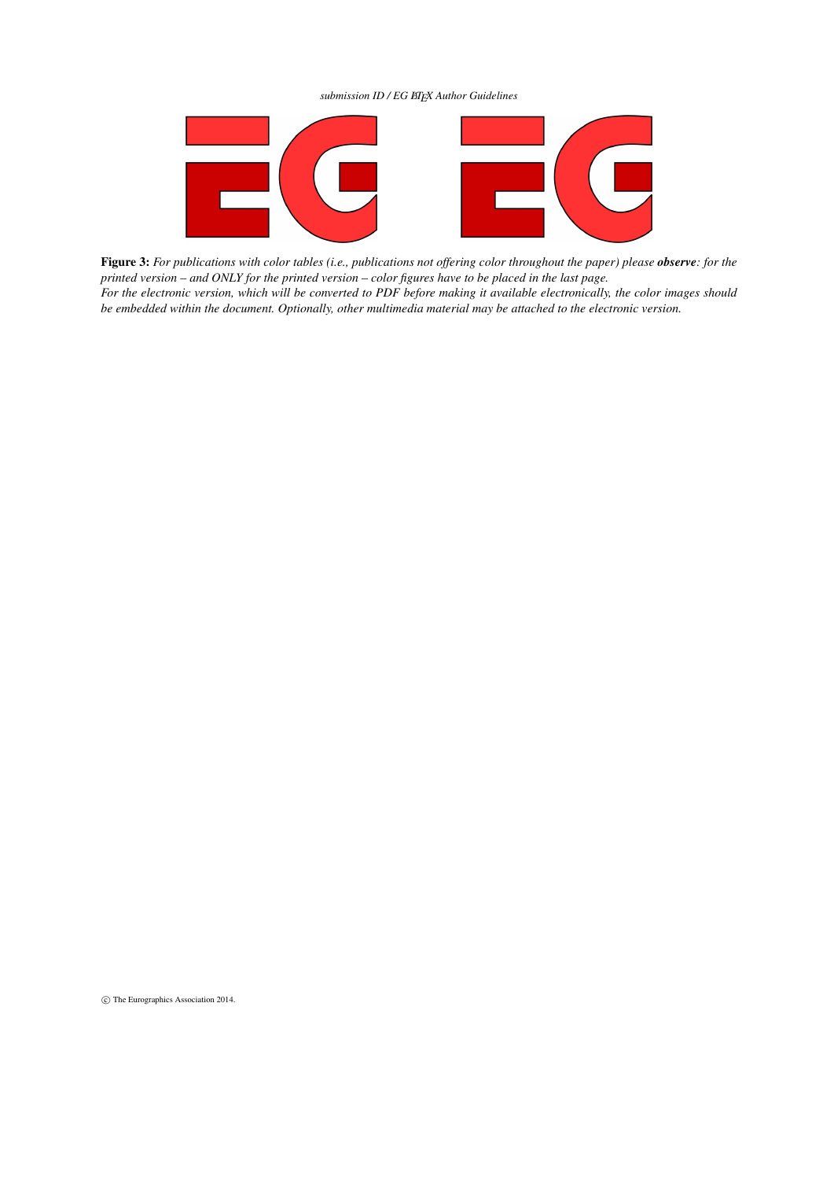**Figure 3:** *For publications with color tables (i.e., publications not offering color throughout the paper) please* ***observe****: for the printed version – and ONLY for the printed version – color figures have to be placed in the last page.*
*For the electronic version, which will be converted to PDF before making it available electronically, the color images should be embedded within the document. Optionally, other multimedia material may be attached to the electronic version.*